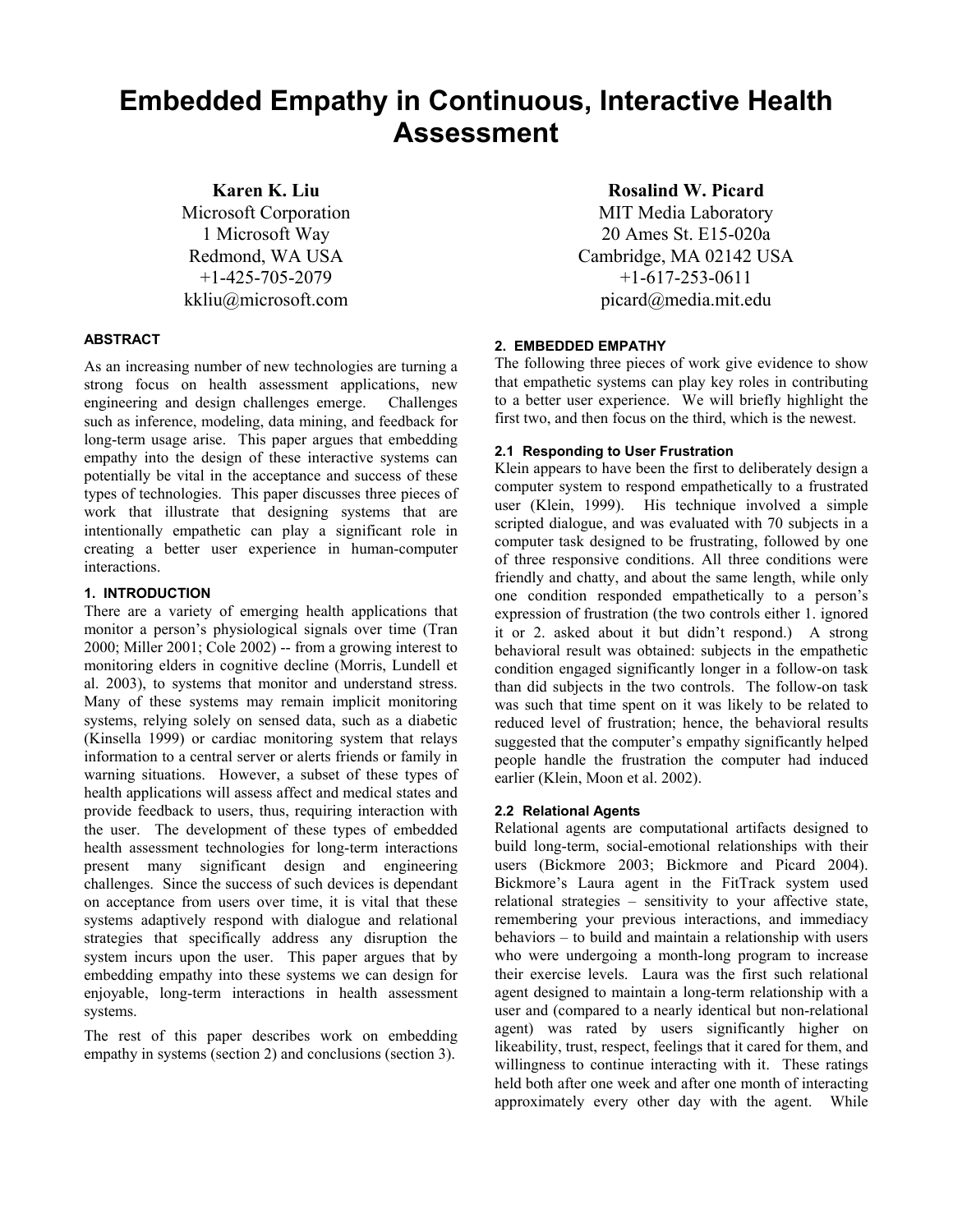# Embedded Empathy in Continuous, Interactive Health Assessment

**Karen K. Liu**
Microsoft Corporation
1 Microsoft Way
Redmond, WA USA
+1-425-705-2079
kkliu@microsoft.com

**Rosalind W. Picard**
MIT Media Laboratory
20 Ames St. E15-020a
Cambridge, MA 02142 USA
+1-617-253-0611
picard@media.mit.edu

### ABSTRACT

As an increasing number of new technologies are turning a strong focus on health assessment applications, new engineering and design challenges emerge. Challenges such as inference, modeling, data mining, and feedback for long-term usage arise. This paper argues that embedding empathy into the design of these interactive systems can potentially be vital in the acceptance and success of these types of technologies. This paper discusses three pieces of work that illustrate that designing systems that are intentionally empathetic can play a significant role in creating a better user experience in human-computer interactions.

### 1. INTRODUCTION

There are a variety of emerging health applications that monitor a person's physiological signals over time (Tran 2000; Miller 2001; Cole 2002) -- from a growing interest to monitoring elders in cognitive decline (Morris, Lundell et al. 2003), to systems that monitor and understand stress. Many of these systems may remain implicit monitoring systems, relying solely on sensed data, such as a diabetic (Kinsella 1999) or cardiac monitoring system that relays information to a central server or alerts friends or family in warning situations. However, a subset of these types of health applications will assess affect and medical states and provide feedback to users, thus, requiring interaction with the user. The development of these types of embedded health assessment technologies for long-term interactions present many significant design and engineering challenges. Since the success of such devices is dependant on acceptance from users over time, it is vital that these systems adaptively respond with dialogue and relational strategies that specifically address any disruption the system incurs upon the user. This paper argues that by embedding empathy into these systems we can design for enjoyable, long-term interactions in health assessment systems.

The rest of this paper describes work on embedding empathy in systems (section 2) and conclusions (section 3).

### 2. EMBEDDED EMPATHY

The following three pieces of work give evidence to show that empathetic systems can play key roles in contributing to a better user experience. We will briefly highlight the first two, and then focus on the third, which is the newest.

#### 2.1 Responding to User Frustration

Klein appears to have been the first to deliberately design a computer system to respond empathetically to a frustrated user (Klein, 1999). His technique involved a simple scripted dialogue, and was evaluated with 70 subjects in a computer task designed to be frustrating, followed by one of three responsive conditions. All three conditions were friendly and chatty, and about the same length, while only one condition responded empathetically to a person's expression of frustration (the two controls either 1. ignored it or 2. asked about it but didn't respond.) A strong behavioral result was obtained: subjects in the empathetic condition engaged significantly longer in a follow-on task than did subjects in the two controls. The follow-on task was such that time spent on it was likely to be related to reduced level of frustration; hence, the behavioral results suggested that the computer's empathy significantly helped people handle the frustration the computer had induced earlier (Klein, Moon et al. 2002).

#### 2.2 Relational Agents

Relational agents are computational artifacts designed to build long-term, social-emotional relationships with their users (Bickmore 2003; Bickmore and Picard 2004). Bickmore's Laura agent in the FitTrack system used relational strategies – sensitivity to your affective state, remembering your previous interactions, and immediacy behaviors – to build and maintain a relationship with users who were undergoing a month-long program to increase their exercise levels. Laura was the first such relational agent designed to maintain a long-term relationship with a user and (compared to a nearly identical but non-relational agent) was rated by users significantly higher on likeability, trust, respect, feelings that it cared for them, and willingness to continue interacting with it. These ratings held both after one week and after one month of interacting approximately every other day with the agent. While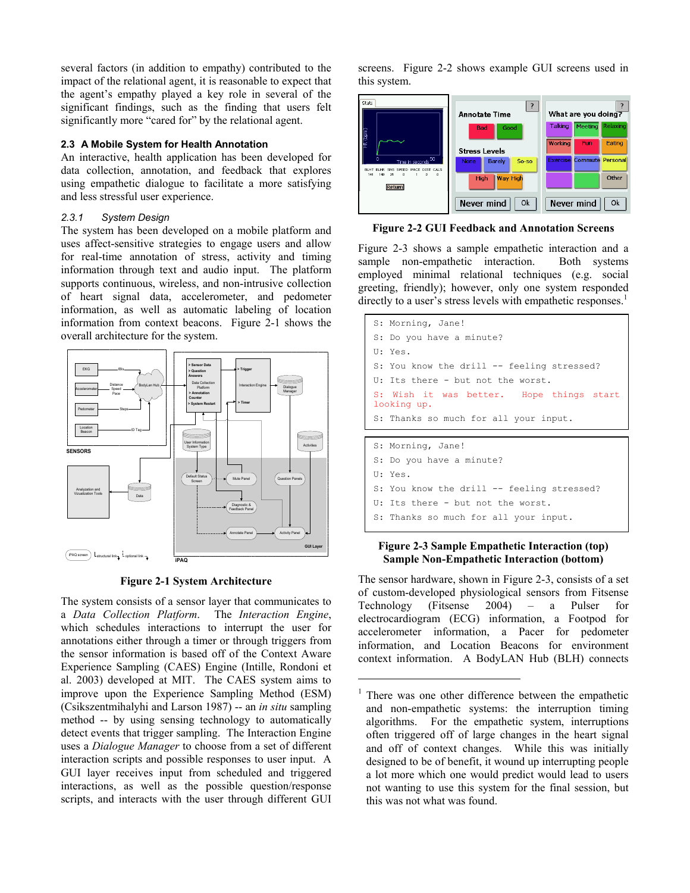several factors (in addition to empathy) contributed to the impact of the relational agent, it is reasonable to expect that the agent's empathy played a key role in several of the significant findings, such as the finding that users felt significantly more "cared for" by the relational agent.

### 2.3 A Mobile System for Health Annotation

An interactive, health application has been developed for data collection, annotation, and feedback that explores using empathetic dialogue to facilitate a more satisfying and less stressful user experience.

#### *2.3.1 System Design*

The system has been developed on a mobile platform and uses affect-sensitive strategies to engage users and allow for real-time annotation of stress, activity and timing information through text and audio input. The platform supports continuous, wireless, and non-intrusive collection of heart signal data, accelerometer, and pedometer information, as well as automatic labeling of location information from context beacons. Figure 2-1 shows the overall architecture for the system.

**Figure 2-1 System Architecture**

The system consists of a sensor layer that communicates to a *Data Collection Platform*. The *Interaction Engine*, which schedules interactions to interrupt the user for annotations either through a timer or through triggers from the sensor information is based off of the Context Aware Experience Sampling (CAES) Engine (Intille, Rondoni et al. 2003) developed at MIT. The CAES system aims to improve upon the Experience Sampling Method (ESM) (Csikszentmihalyi and Larson 1987) -- an *in situ* sampling method -- by using sensing technology to automatically detect events that trigger sampling. The Interaction Engine uses a *Dialogue Manager* to choose from a set of different interaction scripts and possible responses to user input. A GUI layer receives input from scheduled and triggered interactions, as well as the possible question/response scripts, and interacts with the user through different GUI screens. Figure 2-2 shows example GUI screens used in this system.

**Figure 2-2 GUI Feedback and Annotation Screens**

Figure 2-3 shows a sample empathetic interaction and a sample non-empathetic interaction. Both systems employed minimal relational techniques (e.g. social greeting, friendly); however, only one system responded directly to a user's stress levels with empathetic responses.[1]

```
S: Morning, Jane!
S: Do you have a minute?
U: Yes.
S: You know the drill -- feeling stressed?
U: Its there - but not the worst.
S: Wish it was better. Hope things start looking up.
S: Thanks so much for all your input.
```

```
S: Morning, Jane!
S: Do you have a minute?
U: Yes.
S: You know the drill -- feeling stressed?
U: Its there - but not the worst.
S: Thanks so much for all your input.
```

**Figure 2-3 Sample Empathetic Interaction (top) Sample Non-Empathetic Interaction (bottom)**

The sensor hardware, shown in Figure 2-3, consists of a set of custom-developed physiological sensors from Fitsense Technology (Fitsense 2004) – a Pulser for electrocardiogram (ECG) information, a Footpod for accelerometer information, a Pacer for pedometer information, and Location Beacons for environment context information. A BodyLAN Hub (BLH) connects

[1] There was one other difference between the empathetic and non-empathetic systems: the interruption timing algorithms. For the empathetic system, interruptions often triggered off of large changes in the heart signal and off of context changes. While this was initially designed to be of benefit, it wound up interrupting people a lot more which one would predict would lead to users not wanting to use this system for the final session, but this was not what was found.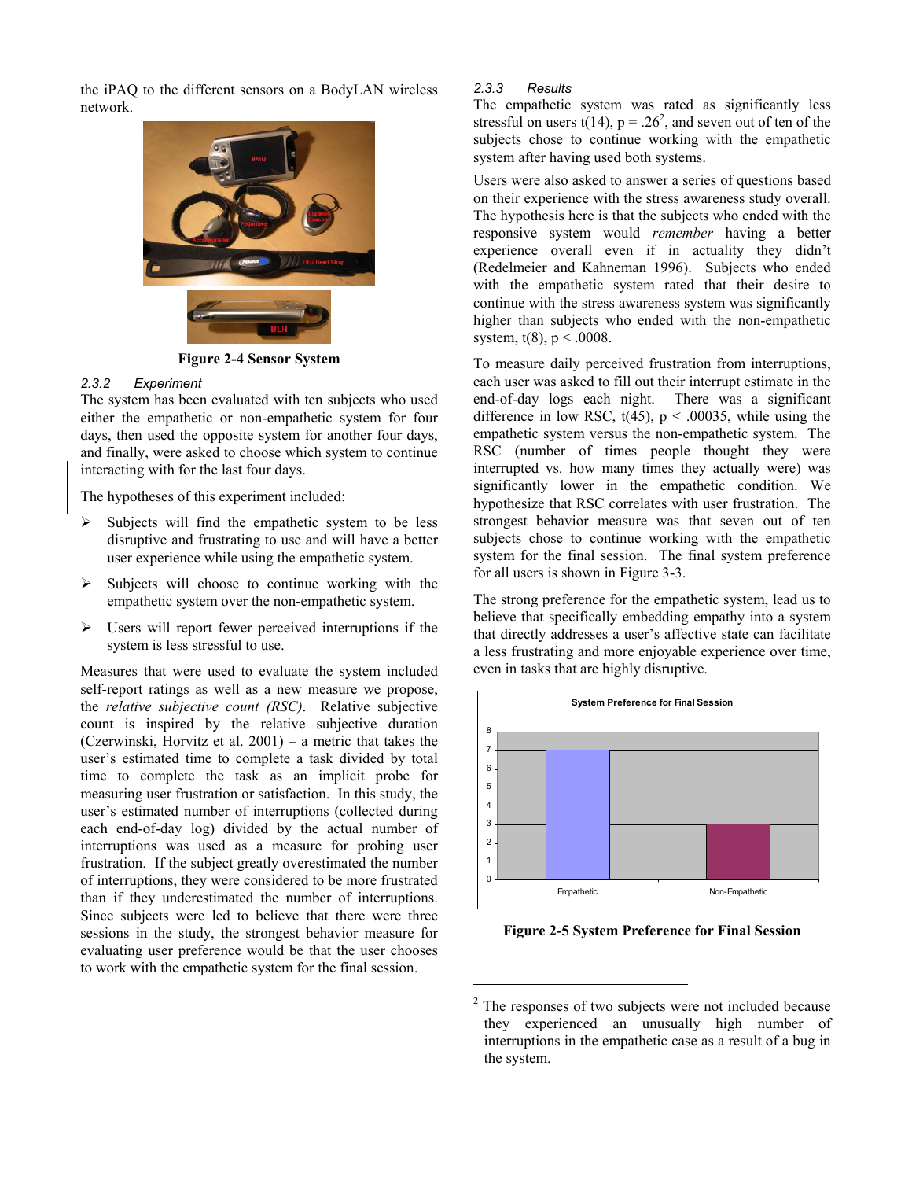the iPAQ to the different sensors on a BodyLAN wireless network.

**Figure 2-4 Sensor System**

#### 2.3.2 Experiment

The system has been evaluated with ten subjects who used either the empathetic or non-empathetic system for four days, then used the opposite system for another four days, and finally, were asked to choose which system to continue interacting with for the last four days.

The hypotheses of this experiment included:

- Subjects will find the empathetic system to be less disruptive and frustrating to use and will have a better user experience while using the empathetic system.
- Subjects will choose to continue working with the empathetic system over the non-empathetic system.
- Users will report fewer perceived interruptions if the system is less stressful to use.

Measures that were used to evaluate the system included self-report ratings as well as a new measure we propose, the *relative subjective count (RSC)*. Relative subjective count is inspired by the relative subjective duration (Czerwinski, Horvitz et al. 2001) – a metric that takes the user's estimated time to complete a task divided by total time to complete the task as an implicit probe for measuring user frustration or satisfaction. In this study, the user's estimated number of interruptions (collected during each end-of-day log) divided by the actual number of interruptions was used as a measure for probing user frustration. If the subject greatly overestimated the number of interruptions, they were considered to be more frustrated than if they underestimated the number of interruptions. Since subjects were led to believe that there were three sessions in the study, the strongest behavior measure for evaluating user preference would be that the user chooses to work with the empathetic system for the final session.

#### 2.3.3 Results

The empathetic system was rated as significantly less stressful on users $t(14)$, $p = .26$[2], and seven out of ten of the subjects chose to continue working with the empathetic system after having used both systems.

Users were also asked to answer a series of questions based on their experience with the stress awareness study overall. The hypothesis here is that the subjects who ended with the responsive system would *remember* having a better experience overall even if in actuality they didn't (Redelmeier and Kahneman 1996). Subjects who ended with the empathetic system rated that their desire to continue with the stress awareness system was significantly higher than subjects who ended with the non-empathetic system, $t(8)$, $p < .0008$.

To measure daily perceived frustration from interruptions, each user was asked to fill out their interrupt estimate in the end-of-day logs each night. There was a significant difference in low RSC, $t(45)$, $p < .00035$, while using the empathetic system versus the non-empathetic system. The RSC (number of times people thought they were interrupted vs. how many times they actually were) was significantly lower in the empathetic condition. We hypothesize that RSC correlates with user frustration. The strongest behavior measure was that seven out of ten subjects chose to continue working with the empathetic system for the final session. The final system preference for all users is shown in Figure 3-3.

The strong preference for the empathetic system, lead us to believe that specifically embedding empathy into a system that directly addresses a user's affective state can facilitate a less frustrating and more enjoyable experience over time, even in tasks that are highly disruptive.

**Figure 2-5 System Preference for Final Session**

[2] The responses of two subjects were not included because they experienced an unusually high number of interruptions in the empathetic case as a result of a bug in the system.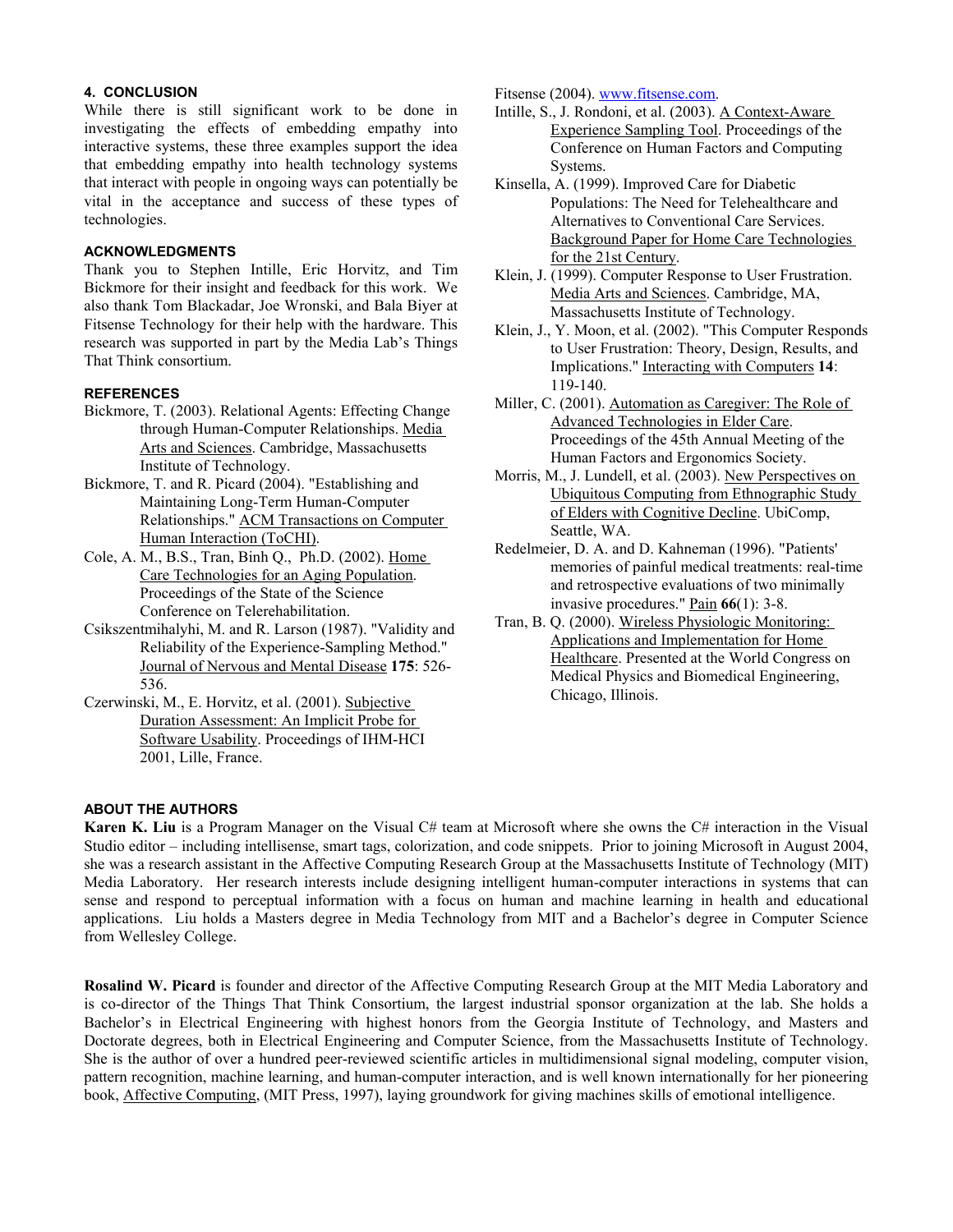## 4. CONCLUSION

While there is still significant work to be done in investigating the effects of embedding empathy into interactive systems, these three examples support the idea that embedding empathy into health technology systems that interact with people in ongoing ways can potentially be vital in the acceptance and success of these types of technologies.

## ACKNOWLEDGMENTS

Thank you to Stephen Intille, Eric Horvitz, and Tim Bickmore for their insight and feedback for this work. We also thank Tom Blackadar, Joe Wronski, and Bala Biyer at Fitsense Technology for their help with the hardware. This research was supported in part by the Media Lab's Things That Think consortium.

## REFERENCES

Bickmore, T. (2003). Relational Agents: Effecting Change through Human-Computer Relationships. Media Arts and Sciences. Cambridge, Massachusetts Institute of Technology.

Bickmore, T. and R. Picard (2004). "Establishing and Maintaining Long-Term Human-Computer Relationships." ACM Transactions on Computer Human Interaction (ToCHI).

Cole, A. M., B.S., Tran, Binh Q., Ph.D. (2002). Home Care Technologies for an Aging Population. Proceedings of the State of the Science Conference on Telerehabilitation.

Csikszentmihalyi, M. and R. Larson (1987). "Validity and Reliability of the Experience-Sampling Method." Journal of Nervous and Mental Disease **175**: 526-536.

Czerwinski, M., E. Horvitz, et al. (2001). Subjective Duration Assessment: An Implicit Probe for Software Usability. Proceedings of IHM-HCI 2001, Lille, France.

Fitsense (2004). www.fitsense.com.

Intille, S., J. Rondoni, et al. (2003). A Context-Aware Experience Sampling Tool. Proceedings of the Conference on Human Factors and Computing Systems.

Kinsella, A. (1999). Improved Care for Diabetic Populations: The Need for Telehealthcare and Alternatives to Conventional Care Services. Background Paper for Home Care Technologies for the 21st Century.

Klein, J. (1999). Computer Response to User Frustration. Media Arts and Sciences. Cambridge, MA, Massachusetts Institute of Technology.

Klein, J., Y. Moon, et al. (2002). "This Computer Responds to User Frustration: Theory, Design, Results, and Implications." Interacting with Computers **14**: 119-140.

Miller, C. (2001). Automation as Caregiver: The Role of Advanced Technologies in Elder Care. Proceedings of the 45th Annual Meeting of the Human Factors and Ergonomics Society.

Morris, M., J. Lundell, et al. (2003). New Perspectives on Ubiquitous Computing from Ethnographic Study of Elders with Cognitive Decline. UbiComp, Seattle, WA.

Redelmeier, D. A. and D. Kahneman (1996). "Patients' memories of painful medical treatments: real-time and retrospective evaluations of two minimally invasive procedures." Pain **66**(1): 3-8.

Tran, B. Q. (2000). Wireless Physiologic Monitoring: Applications and Implementation for Home Healthcare. Presented at the World Congress on Medical Physics and Biomedical Engineering, Chicago, Illinois.

## ABOUT THE AUTHORS

**Karen K. Liu** is a Program Manager on the Visual C# team at Microsoft where she owns the C# interaction in the Visual Studio editor – including intellisense, smart tags, colorization, and code snippets. Prior to joining Microsoft in August 2004, she was a research assistant in the Affective Computing Research Group at the Massachusetts Institute of Technology (MIT) Media Laboratory. Her research interests include designing intelligent human-computer interactions in systems that can sense and respond to perceptual information with a focus on human and machine learning in health and educational applications. Liu holds a Masters degree in Media Technology from MIT and a Bachelor's degree in Computer Science from Wellesley College.

**Rosalind W. Picard** is founder and director of the Affective Computing Research Group at the MIT Media Laboratory and is co-director of the Things That Think Consortium, the largest industrial sponsor organization at the lab. She holds a Bachelor's in Electrical Engineering with highest honors from the Georgia Institute of Technology, and Masters and Doctorate degrees, both in Electrical Engineering and Computer Science, from the Massachusetts Institute of Technology. She is the author of over a hundred peer-reviewed scientific articles in multidimensional signal modeling, computer vision, pattern recognition, machine learning, and human-computer interaction, and is well known internationally for her pioneering book, Affective Computing, (MIT Press, 1997), laying groundwork for giving machines skills of emotional intelligence.